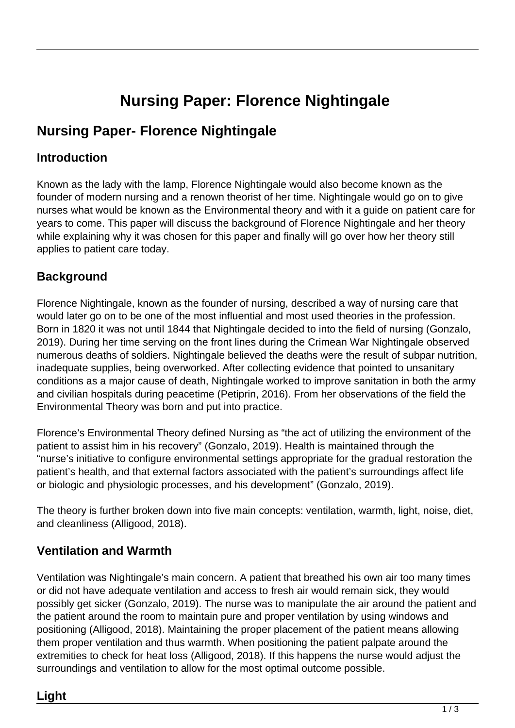# Nursing Paper: Florence Nightingale

## Nursing Paper- Florence Nightingale

### Introduction

Known as the lady with the lamp, Florence Nightingale would also become known as the founder of modern nursing and a renown theorist of her time. Nightingale would go on to give nurses what would be known as the Environmental theory and with it a guide on patient care for years to come. This paper will discuss the background of Florence Nightingale and her theory while explaining why it was chosen for this paper and finally will go over how her theory still applies to patient care today.

### Background

Florence Nightingale, known as the founder of nursing, described a way of nursing care that would later go on to be one of the most influential and most used theories in the profession. Born in 1820 it was not until 1844 that Nightingale decided to into the field of nursing (Gonzalo, 2019). During her time serving on the front lines during the Crimean War Nightingale observed numerous deaths of soldiers. Nightingale believed the deaths were the result of subpar nutrition, inadequate supplies, being overworked. After collecting evidence that pointed to unsanitary conditions as a major cause of death, Nightingale worked to improve sanitation in both the army and civilian hospitals during peacetime (Petiprin, 2016). From her observations of the field the Environmental Theory was born and put into practice.

Florence's Environmental Theory defined Nursing as "the act of utilizing the environment of the patient to assist him in his recovery" (Gonzalo, 2019). Health is maintained through the "nurse's initiative to configure environmental settings appropriate for the gradual restoration the patient's health, and that external factors associated with the patient's surroundings affect life or biologic and physiologic processes, and his development" (Gonzalo, 2019).

The theory is further broken down into five main concepts: ventilation, warmth, light, noise, diet, and cleanliness (Alligood, 2018).

### Ventilation and Warmth

Ventilation was Nightingale's main concern. A patient that breathed his own air too many times or did not have adequate ventilation and access to fresh air would remain sick, they would possibly get sicker (Gonzalo, 2019). The nurse was to manipulate the air around the patient and the patient around the room to maintain pure and proper ventilation by using windows and positioning (Alligood, 2018). Maintaining the proper placement of the patient means allowing them proper ventilation and thus warmth. When positioning the patient palpate around the extremities to check for heat loss (Alligood, 2018). If this happens the nurse would adjust the surroundings and ventilation to allow for the most optimal outcome possible.

### Light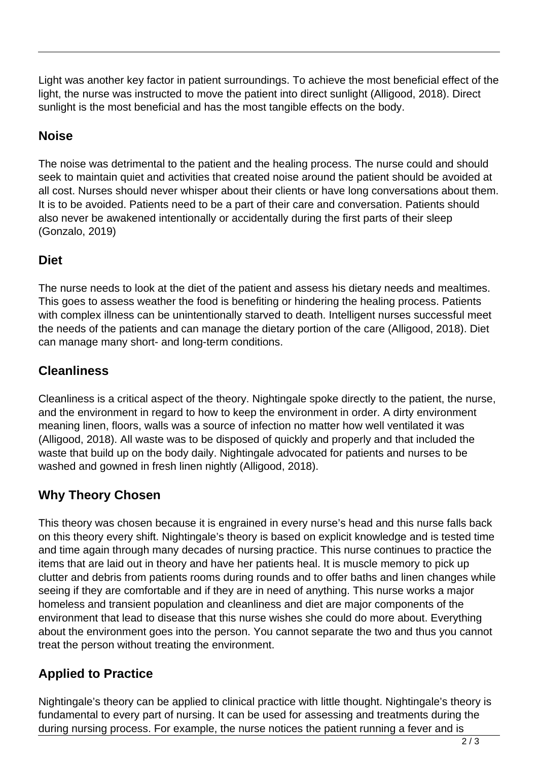Light was another key factor in patient surroundings. To achieve the most beneficial effect of the light, the nurse was instructed to move the patient into direct sunlight (Alligood, 2018). Direct sunlight is the most beneficial and has the most tangible effects on the body.

## Noise

The noise was detrimental to the patient and the healing process. The nurse could and should seek to maintain quiet and activities that created noise around the patient should be avoided at all cost. Nurses should never whisper about their clients or have long conversations about them. It is to be avoided. Patients need to be a part of their care and conversation. Patients should also never be awakened intentionally or accidentally during the first parts of their sleep (Gonzalo, 2019)

## Diet

The nurse needs to look at the diet of the patient and assess his dietary needs and mealtimes. This goes to assess weather the food is benefiting or hindering the healing process. Patients with complex illness can be unintentionally starved to death. Intelligent nurses successful meet the needs of the patients and can manage the dietary portion of the care (Alligood, 2018). Diet can manage many short- and long-term conditions.

## Cleanliness

Cleanliness is a critical aspect of the theory. Nightingale spoke directly to the patient, the nurse, and the environment in regard to how to keep the environment in order. A dirty environment meaning linen, floors, walls was a source of infection no matter how well ventilated it was (Alligood, 2018). All waste was to be disposed of quickly and properly and that included the waste that build up on the body daily. Nightingale advocated for patients and nurses to be washed and gowned in fresh linen nightly (Alligood, 2018).

## Why Theory Chosen

This theory was chosen because it is engrained in every nurse's head and this nurse falls back on this theory every shift. Nightingale's theory is based on explicit knowledge and is tested time and time again through many decades of nursing practice. This nurse continues to practice the items that are laid out in theory and have her patients heal. It is muscle memory to pick up clutter and debris from patients rooms during rounds and to offer baths and linen changes while seeing if they are comfortable and if they are in need of anything. This nurse works a major homeless and transient population and cleanliness and diet are major components of the environment that lead to disease that this nurse wishes she could do more about. Everything about the environment goes into the person. You cannot separate the two and thus you cannot treat the person without treating the environment.

## Applied to Practice

Nightingale's theory can be applied to clinical practice with little thought. Nightingale's theory is fundamental to every part of nursing. It can be used for assessing and treatments during the during nursing process. For example, the nurse notices the patient running a fever and is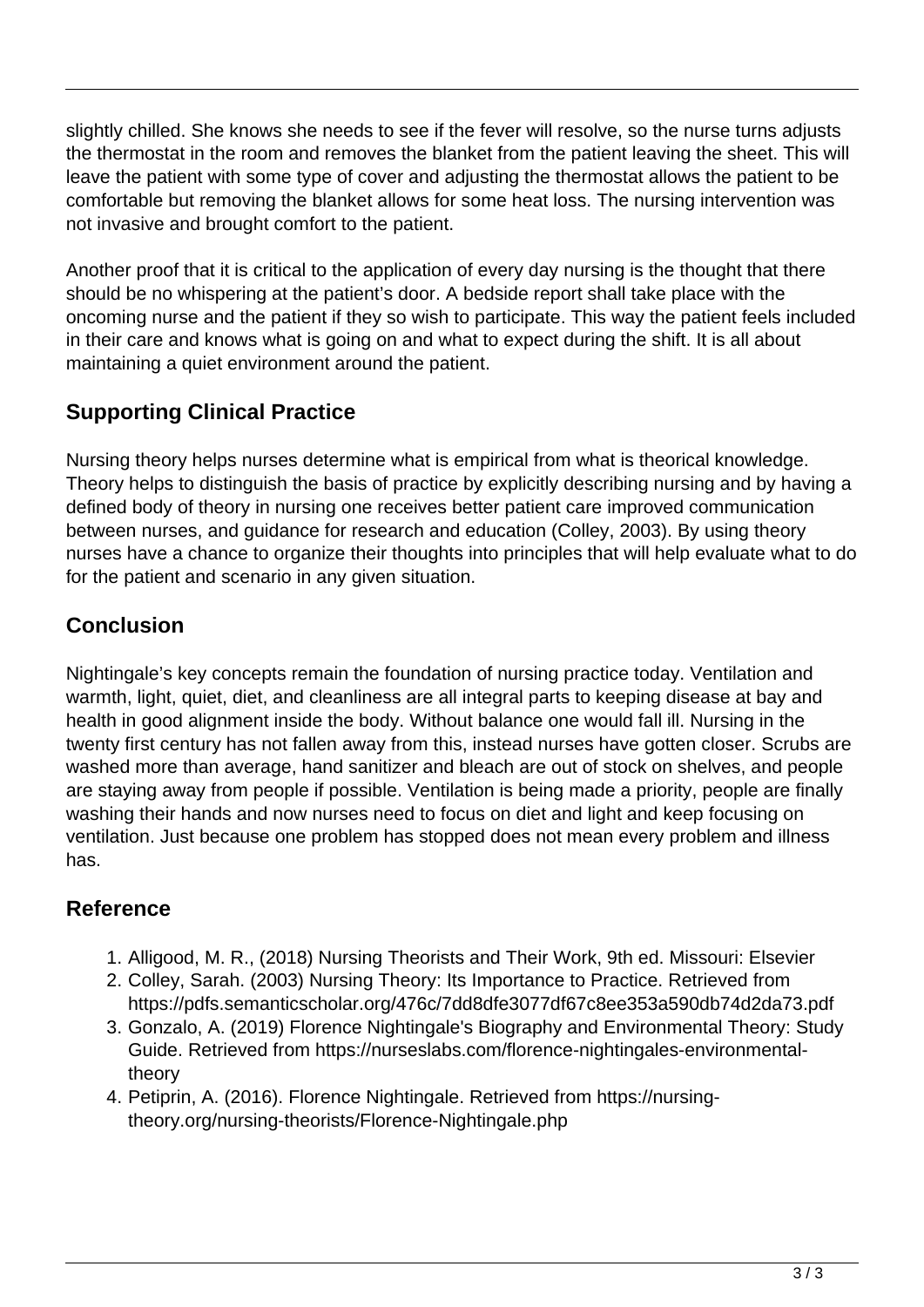slightly chilled. She knows she needs to see if the fever will resolve, so the nurse turns adjusts the thermostat in the room and removes the blanket from the patient leaving the sheet. This will leave the patient with some type of cover and adjusting the thermostat allows the patient to be comfortable but removing the blanket allows for some heat loss. The nursing intervention was not invasive and brought comfort to the patient.

Another proof that it is critical to the application of every day nursing is the thought that there should be no whispering at the patient's door. A bedside report shall take place with the oncoming nurse and the patient if they so wish to participate. This way the patient feels included in their care and knows what is going on and what to expect during the shift. It is all about maintaining a quiet environment around the patient.

## Supporting Clinical Practice

Nursing theory helps nurses determine what is empirical from what is theorical knowledge. Theory helps to distinguish the basis of practice by explicitly describing nursing and by having a defined body of theory in nursing one receives better patient care improved communication between nurses, and guidance for research and education (Colley, 2003). By using theory nurses have a chance to organize their thoughts into principles that will help evaluate what to do for the patient and scenario in any given situation.

## Conclusion

Nightingale's key concepts remain the foundation of nursing practice today. Ventilation and warmth, light, quiet, diet, and cleanliness are all integral parts to keeping disease at bay and health in good alignment inside the body. Without balance one would fall ill. Nursing in the twenty first century has not fallen away from this, instead nurses have gotten closer. Scrubs are washed more than average, hand sanitizer and bleach are out of stock on shelves, and people are staying away from people if possible. Ventilation is being made a priority, people are finally washing their hands and now nurses need to focus on diet and light and keep focusing on ventilation. Just because one problem has stopped does not mean every problem and illness has.

## Reference

1. Alligood, M. R., (2018) Nursing Theorists and Their Work, 9th ed. Missouri: Elsevier
2. Colley, Sarah. (2003) Nursing Theory: Its Importance to Practice. Retrieved from https://pdfs.semanticscholar.org/476c/7dd8dfe3077df67c8ee353a590db74d2da73.pdf
3. Gonzalo, A. (2019) Florence Nightingale's Biography and Environmental Theory: Study Guide. Retrieved from https://nurseslabs.com/florence-nightingales-environmental-theory
4. Petiprin, A. (2016). Florence Nightingale. Retrieved from https://nursing-theory.org/nursing-theorists/Florence-Nightingale.php